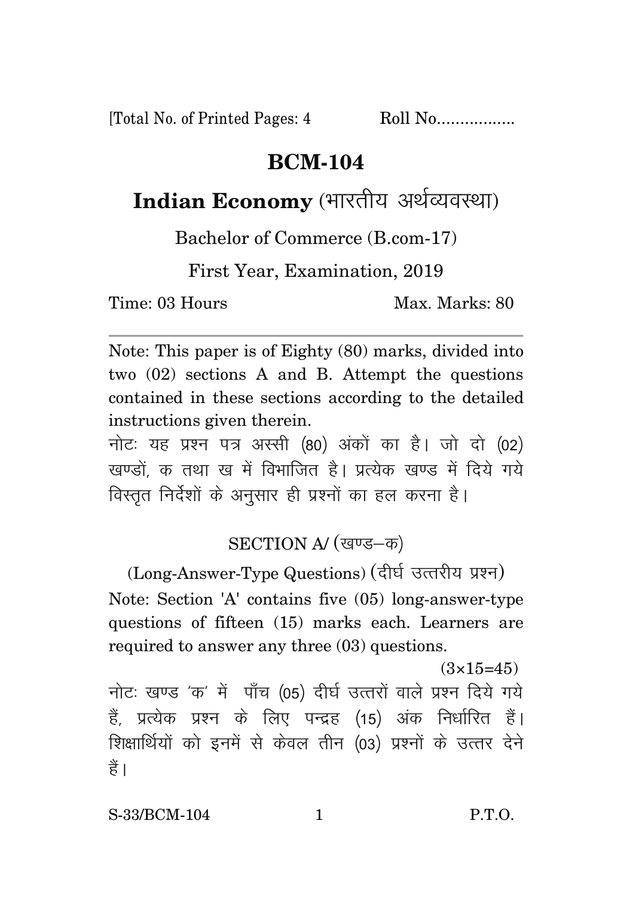[Total No. of Printed Pages: 4 Roll No.................

# BCM-104

## Indian Economy (भारतीय अर्थव्यवस्था)

Bachelor of Commerce (B.com-17)

First Year, Examination, 2019

Time: 03 Hours Max. Marks: 80

---

Note: This paper is of Eighty (80) marks, divided into two (02) sections A and B. Attempt the questions contained in these sections according to the detailed instructions given therein.

नोटः यह प्रश्न पत्र अस्सी (80) अंकों का है। जो दो (02) खण्डों, क तथा ख में विभाजित है। प्रत्येक खण्ड में दिये गये विस्तृत निर्देशों के अनुसार ही प्रश्नों का हल करना है।

### SECTION A/ (खण्ड–क)

(Long-Answer-Type Questions) (दीर्घ उत्तरीय प्रश्न)

Note: Section 'A' contains five (05) long-answer-type questions of fifteen (15) marks each. Learners are required to answer any three (03) questions.

(3×15=45)

नोटः खण्ड 'क' में पाँच (05) दीर्घ उत्तरों वाले प्रश्न दिये गये हैं, प्रत्येक प्रश्न के लिए पन्द्रह (15) अंक निर्धारित हैं। शिक्षार्थियों को इनमें से केवल तीन (03) प्रश्नों के उत्तर देने हैं।

S-33/BCM-104 P.T.O.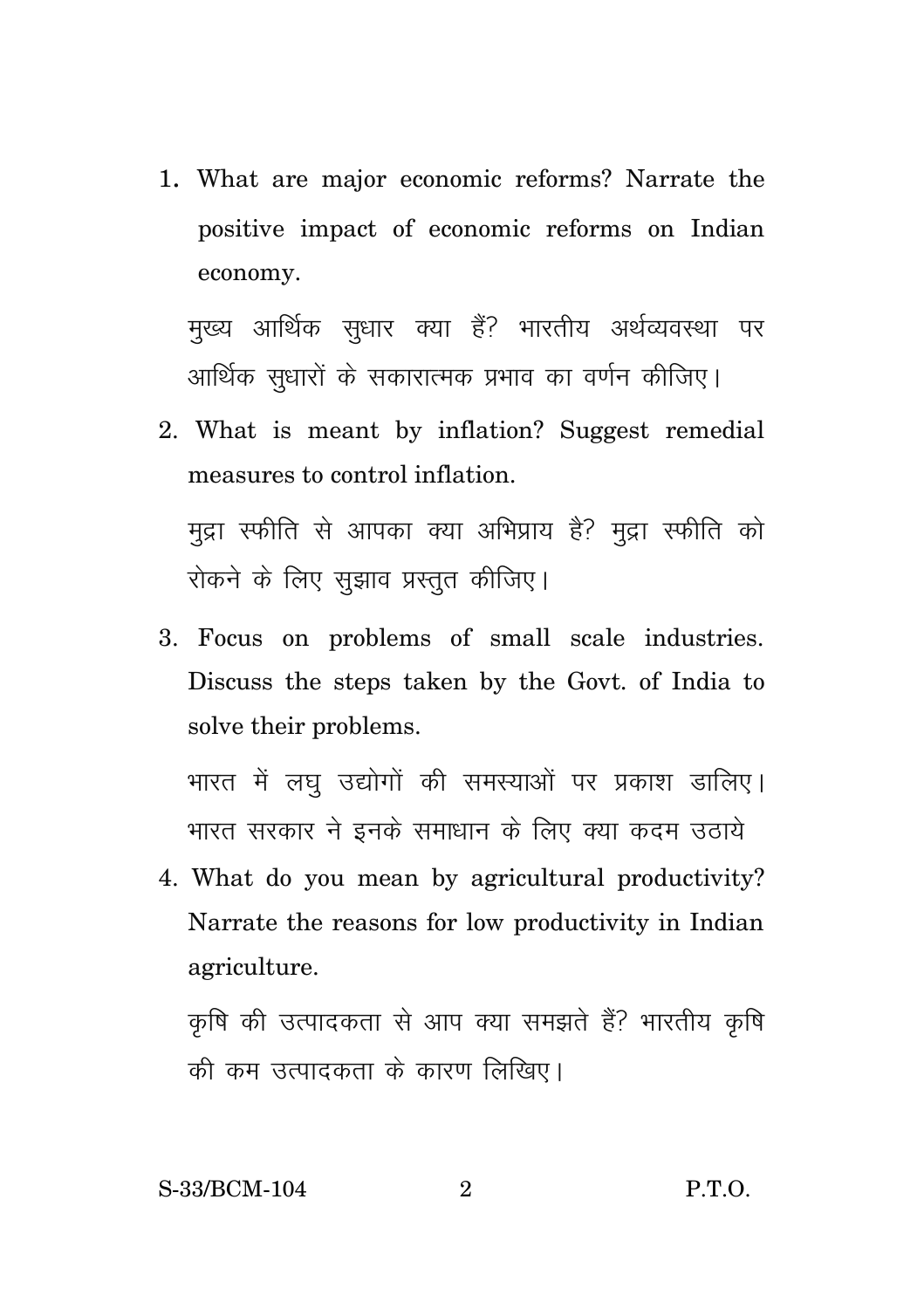1. What are major economic reforms? Narrate the positive impact of economic reforms on Indian economy.

   मुख्य आर्थिक सुधार क्या हैं? भारतीय अर्थव्यवस्था पर आर्थिक सुधारों के सकारात्मक प्रभाव का वर्णन कीजिए।

2. What is meant by inflation? Suggest remedial measures to control inflation.

   मुद्रा स्फीति से आपका क्या अभिप्राय है? मुद्रा स्फीति को रोकने के लिए सुझाव प्रस्तुत कीजिए।

3. Focus on problems of small scale industries. Discuss the steps taken by the Govt. of India to solve their problems.

   भारत में लघु उद्योगों की समस्याओं पर प्रकाश डालिए। भारत सरकार ने इनके समाधान के लिए क्या कदम उठाये

4. What do you mean by agricultural productivity? Narrate the reasons for low productivity in Indian agriculture.

   कृषि की उत्पादकता से आप क्या समझते हैं? भारतीय कृषि की कम उत्पादकता के कारण लिखिए।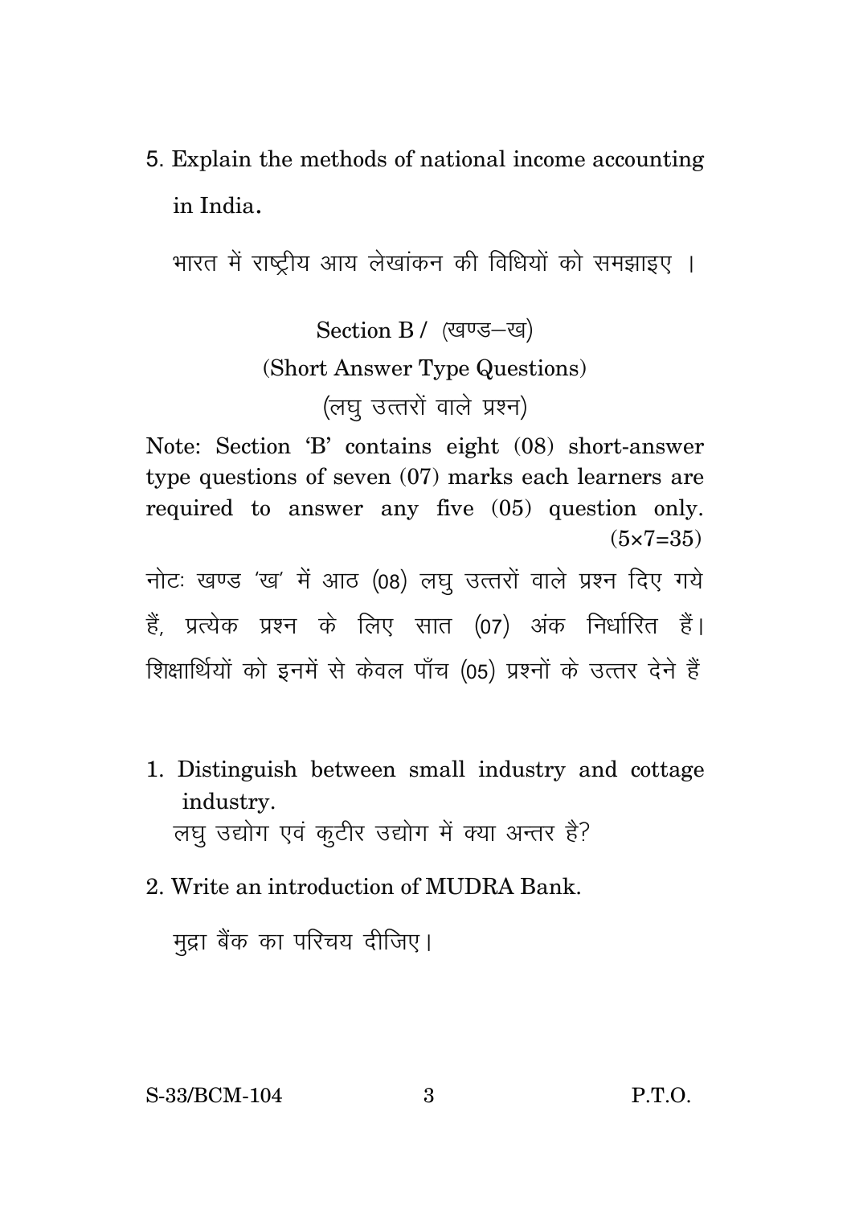5. Explain the methods of national income accounting in India.

   भारत में राष्ट्रीय आय लेखांकन की विधियों को समझाइए ।

## Section B / (खण्ड–ख)

### (Short Answer Type Questions)

### (लघु उत्तरों वाले प्रश्न)

Note: Section 'B' contains eight (08) short-answer type questions of seven (07) marks each learners are required to answer any five (05) question only. (5×7=35)

नोटः खण्ड 'ख' में आठ (08) लघु उत्तरों वाले प्रश्न दिए गये हैं, प्रत्येक प्रश्न के लिए सात (07) अंक निर्धारित हैं। शिक्षार्थियों को इनमें से केवल पाँच (05) प्रश्नों के उत्तर देने हैं

1. Distinguish between small industry and cottage industry.

   लघु उद्योग एवं कुटीर उद्योग में क्या अन्तर है?

2. Write an introduction of MUDRA Bank.

   मुद्रा बैंक का परिचय दीजिए।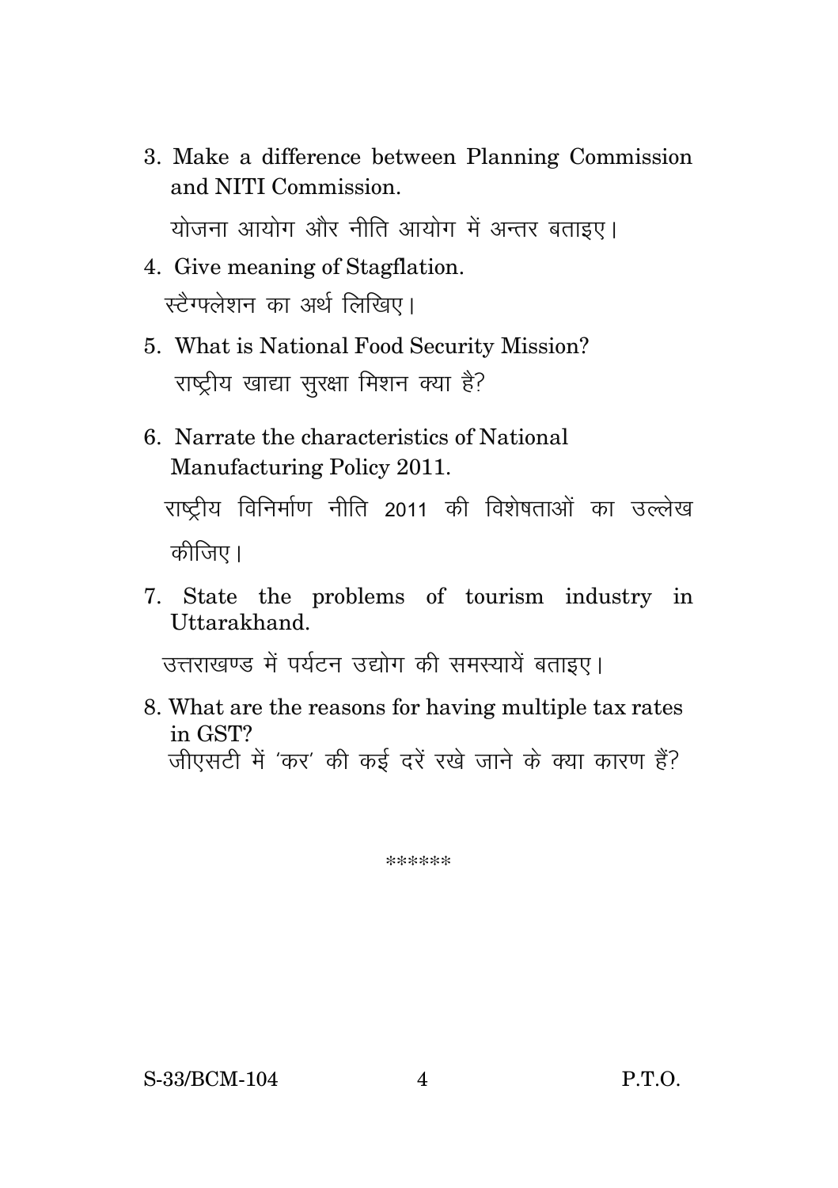3. Make a difference between Planning Commission and NITI Commission.

   योजना आयोग और नीति आयोग में अन्तर बताइए।

4. Give meaning of Stagflation.

   स्टैग्फ्लेशन का अर्थ लिखिए।

5. What is National Food Security Mission?

   राष्ट्रीय खाद्या सुरक्षा मिशन क्या है?

6. Narrate the characteristics of National Manufacturing Policy 2011.

   राष्ट्रीय विनिर्माण नीति 2011 की विशेषताओं का उल्लेख कीजिए।

7. State the problems of tourism industry in Uttarakhand.

   उत्तराखण्ड में पर्यटन उद्योग की समस्यायें बताइए।

8. What are the reasons for having multiple tax rates in GST?

   जीएसटी में 'कर' की कई दरें रखे जाने के क्या कारण हैं?

******

S-33/BCM-104

P.T.O.